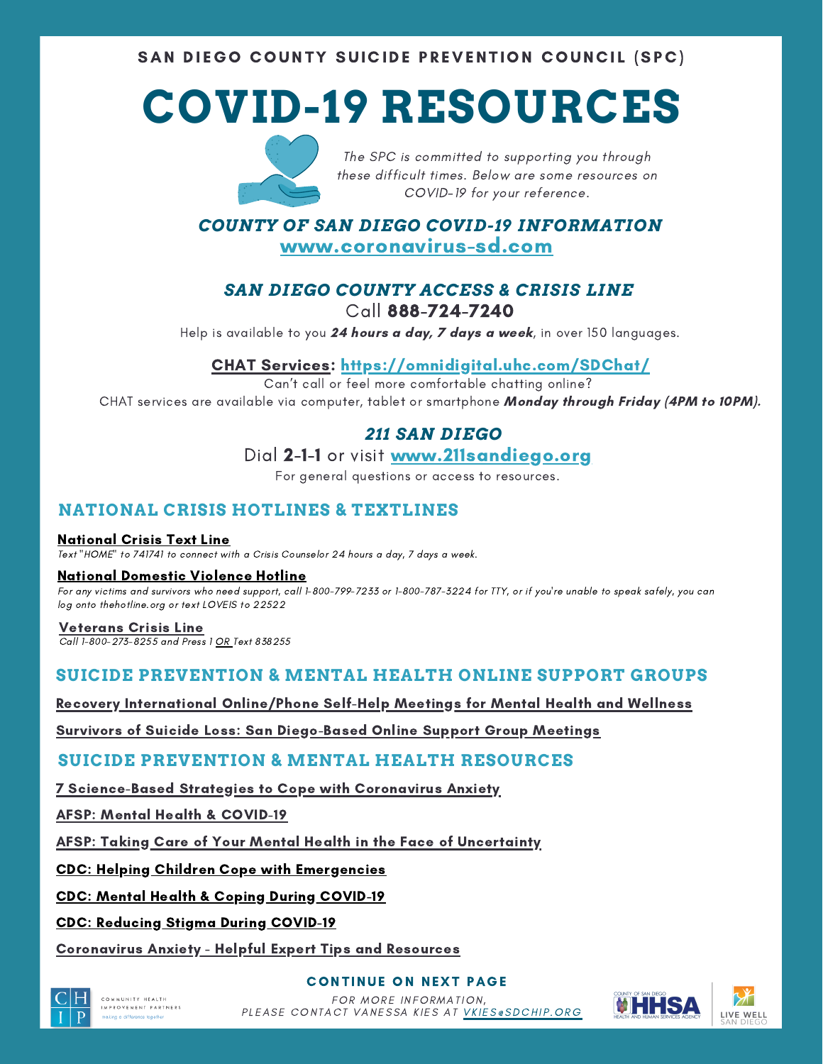SAN DIEGO COUNTY SUICIDE PREVENTION COUNCIL (SPC)

# COVID-19 RESOURCES

*The SPC is committed to supporting you through these difficult times. Below are some resources on COVID-19 for your reference.*

### *COUNTY OF SAN DIEGO COVID-19 INFORMATION*

**www.coronavirus-sd.com**

### *SAN DIEGO COUNTY ACCESS & CRISIS LINE*

Call **888-724-7240**

Help is available to you ***24 hours a day, 7 days a week***, in over 150 languages.

**CHAT Services**: **https://omnidigital.uhc.com/SDChat/**

Can't call or feel more comfortable chatting online?
CHAT services are available via computer, tablet or smartphone ***Monday through Friday (4PM to 10PM).***

### *211 SAN DIEGO*

Dial **2-1-1** or visit **www.211sandiego.org**

For general questions or access to resources.

## NATIONAL CRISIS HOTLINES & TEXTLINES

**National Crisis Text Line**

*Text "HOME" to 741741 to connect with a Crisis Counselor 24 hours a day, 7 days a week.*

**National Domestic Violence Hotline**

*For any victims and survivors who need support, call 1-800-799-7233 or 1-800-787-3224 for TTY, or if you're unable to speak safely, you can log onto thehotline.org or text LOVEIS to 22522*

**Veterans Crisis Line**

*Call 1-800-273-8255 and Press 1 OR Text 838255*

## SUICIDE PREVENTION & MENTAL HEALTH ONLINE SUPPORT GROUPS

**Recovery International Online/Phone Self-Help Meetings for Mental Health and Wellness**

**Survivors of Suicide Loss: San Diego-Based Online Support Group Meetings**

## SUICIDE PREVENTION & MENTAL HEALTH RESOURCES

**7 Science-Based Strategies to Cope with Coronavirus Anxiety**

**AFSP: Mental Health & COVID-19**

**AFSP: Taking Care of Your Mental Health in the Face of Uncertainty**

**CDC: Helping Children Cope with Emergencies**

**CDC: Mental Health & Coping During COVID-19**

**CDC: Reducing Stigma During COVID-19**

**Coronavirus Anxiety - Helpful Expert Tips and Resources**

**CONTINUE ON NEXT PAGE**

*FOR MORE INFORMATION, PLEASE CONTACT VANESSA KIES AT VKIES@SDCHIP.ORG*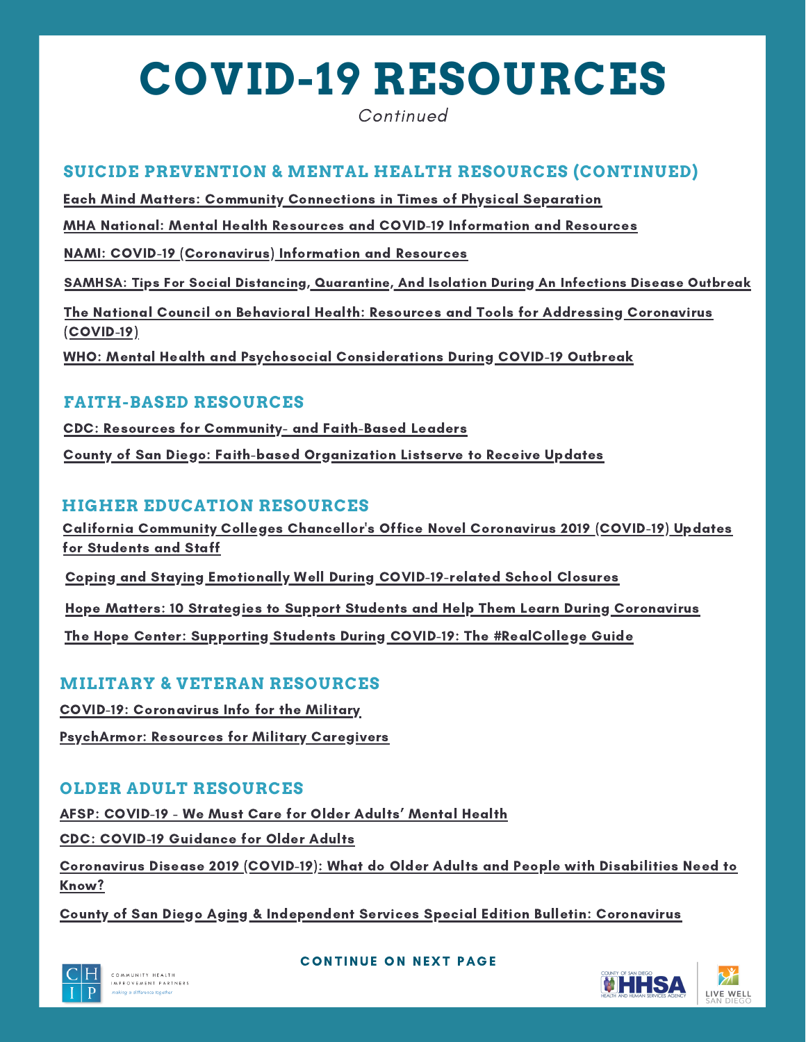# COVID-19 RESOURCES

*Continued*

## SUICIDE PREVENTION & MENTAL HEALTH RESOURCES (CONTINUED)

Each Mind Matters: Community Connections in Times of Physical Separation

MHA National: Mental Health Resources and COVID-19 Information and Resources

NAMI: COVID-19 (Coronavirus) Information and Resources

SAMHSA: Tips For Social Distancing, Quarantine, And Isolation During An Infections Disease Outbreak

The National Council on Behavioral Health: Resources and Tools for Addressing Coronavirus (COVID-19)

WHO: Mental Health and Psychosocial Considerations During COVID-19 Outbreak

## FAITH-BASED RESOURCES

CDC: Resources for Community- and Faith-Based Leaders

County of San Diego: Faith-based Organization Listserve to Receive Updates

## HIGHER EDUCATION RESOURCES

California Community Colleges Chancellor's Office Novel Coronavirus 2019 (COVID-19) Updates for Students and Staff

Coping and Staying Emotionally Well During COVID-19-related School Closures

Hope Matters: 10 Strategies to Support Students and Help Them Learn During Coronavirus

The Hope Center: Supporting Students During COVID-19: The #RealCollege Guide

## MILITARY & VETERAN RESOURCES

COVID-19: Coronavirus Info for the Military

PsychArmor: Resources for Military Caregivers

## OLDER ADULT RESOURCES

AFSP: COVID-19 - We Must Care for Older Adults' Mental Health

CDC: COVID-19 Guidance for Older Adults

Coronavirus Disease 2019 (COVID-19): What do Older Adults and People with Disabilities Need to Know?

County of San Diego Aging & Independent Services Special Edition Bulletin: Coronavirus

CONTINUE ON NEXT PAGE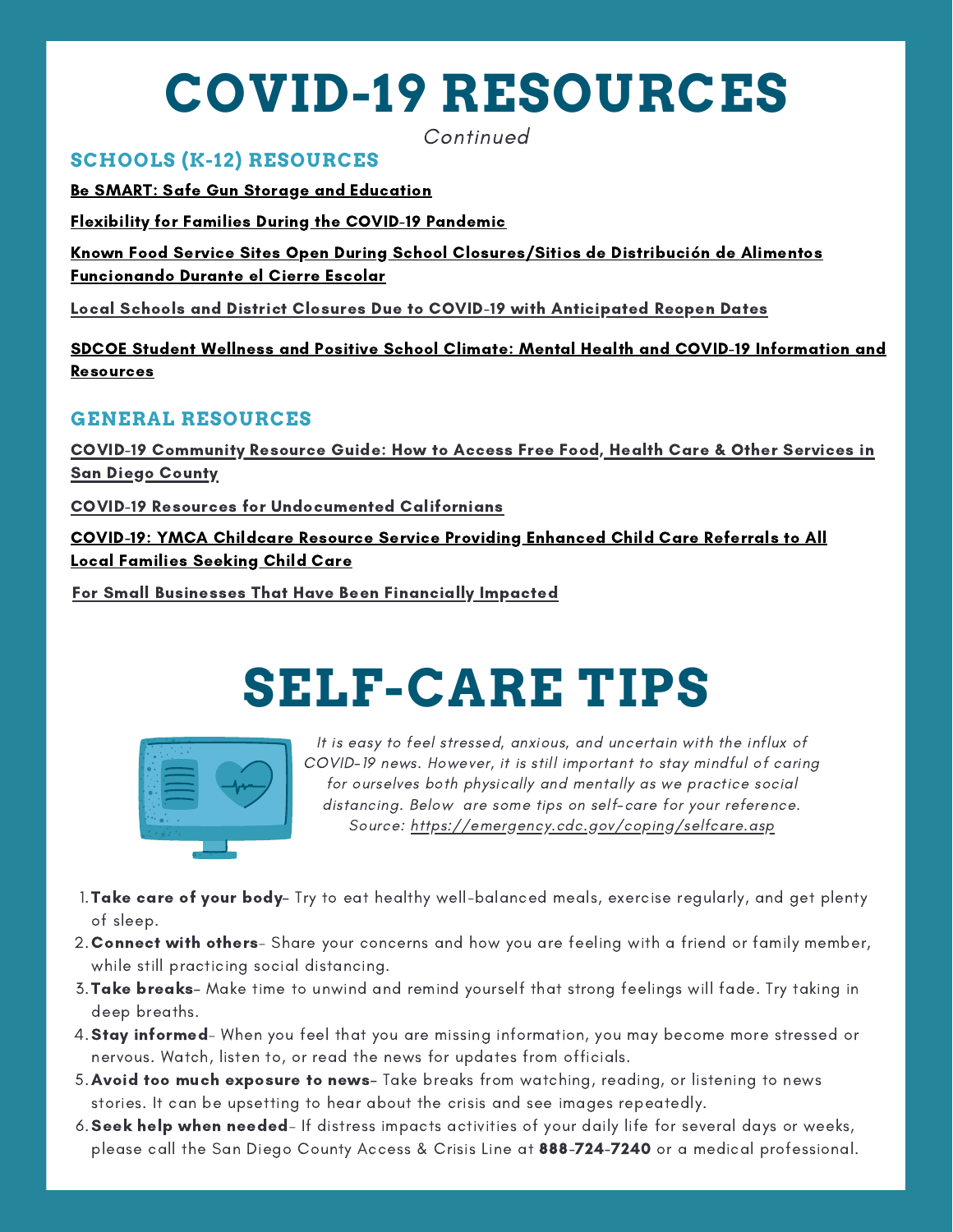# COVID-19 RESOURCES

*Continued*

## SCHOOLS (K-12) RESOURCES

**Be SMART: Safe Gun Storage and Education**

**Flexibility for Families During the COVID-19 Pandemic**

**Known Food Service Sites Open During School Closures/Sitios de Distribución de Alimentos Funcionando Durante el Cierre Escolar**

**Local Schools and District Closures Due to COVID-19 with Anticipated Reopen Dates**

**SDCOE Student Wellness and Positive School Climate: Mental Health and COVID-19 Information and Resources**

## GENERAL RESOURCES

**COVID-19 Community Resource Guide: How to Access Free Food, Health Care & Other Services in San Diego County**

**COVID-19 Resources for Undocumented Californians**

**COVID-19: YMCA Childcare Resource Service Providing Enhanced Child Care Referrals to All Local Families Seeking Child Care**

**For Small Businesses That Have Been Financially Impacted**

# SELF-CARE TIPS

*It is easy to feel stressed, anxious, and uncertain with the influx of COVID-19 news. However, it is still important to stay mindful of caring for ourselves both physically and mentally as we practice social distancing. Below are some tips on self-care for your reference. Source: https://emergency.cdc.gov/coping/selfcare.asp*

1. **Take care of your body**- Try to eat healthy well-balanced meals, exercise regularly, and get plenty of sleep.
2. **Connect with others**- Share your concerns and how you are feeling with a friend or family member, while still practicing social distancing.
3. **Take breaks**- Make time to unwind and remind yourself that strong feelings will fade. Try taking in deep breaths.
4. **Stay informed**- When you feel that you are missing information, you may become more stressed or nervous. Watch, listen to, or read the news for updates from officials.
5. **Avoid too much exposure to news**- Take breaks from watching, reading, or listening to news stories. It can be upsetting to hear about the crisis and see images repeatedly.
6. **Seek help when needed**- If distress impacts activities of your daily life for several days or weeks, please call the San Diego County Access & Crisis Line at **888-724-7240** or a medical professional.